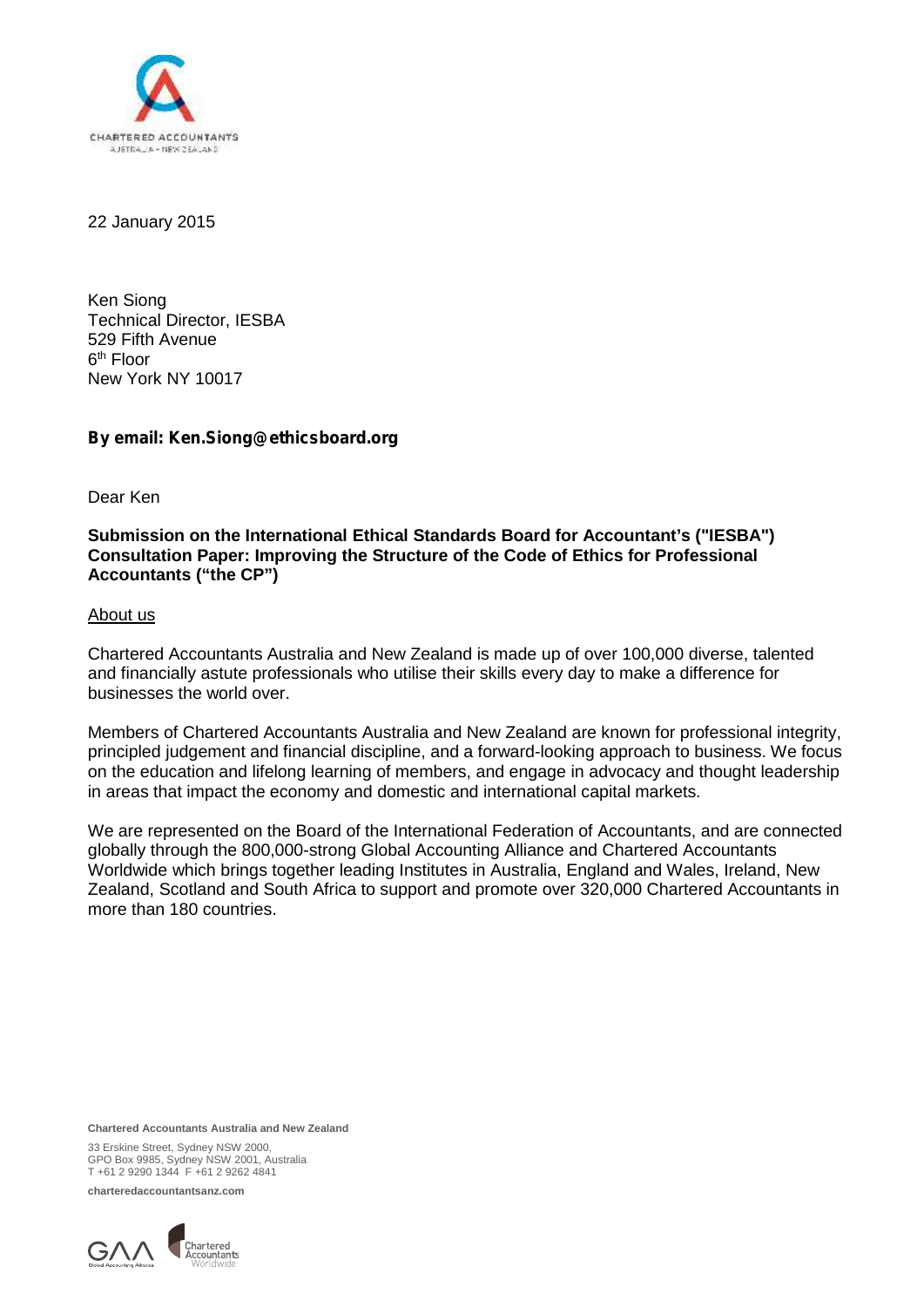22 January 2015

Ken Siong
Technical Director, IESBA
529 Fifth Avenue
6th Floor
New York NY 10017

**By email: Ken.Siong@ethicsboard.org**

Dear Ken

**Submission on the International Ethical Standards Board for Accountant's ("IESBA") Consultation Paper: Improving the Structure of the Code of Ethics for Professional Accountants ("the CP")**

About us

Chartered Accountants Australia and New Zealand is made up of over 100,000 diverse, talented and financially astute professionals who utilise their skills every day to make a difference for businesses the world over.

Members of Chartered Accountants Australia and New Zealand are known for professional integrity, principled judgement and financial discipline, and a forward-looking approach to business. We focus on the education and lifelong learning of members, and engage in advocacy and thought leadership in areas that impact the economy and domestic and international capital markets.

We are represented on the Board of the International Federation of Accountants, and are connected globally through the 800,000-strong Global Accounting Alliance and Chartered Accountants Worldwide which brings together leading Institutes in Australia, England and Wales, Ireland, New Zealand, Scotland and South Africa to support and promote over 320,000 Chartered Accountants in more than 180 countries.

**Chartered Accountants Australia and New Zealand**

33 Erskine Street, Sydney NSW 2000,
GPO Box 9985, Sydney NSW 2001, Australia
T +61 2 9290 1344 F +61 2 9262 4841

**charteredaccountantsanz.com**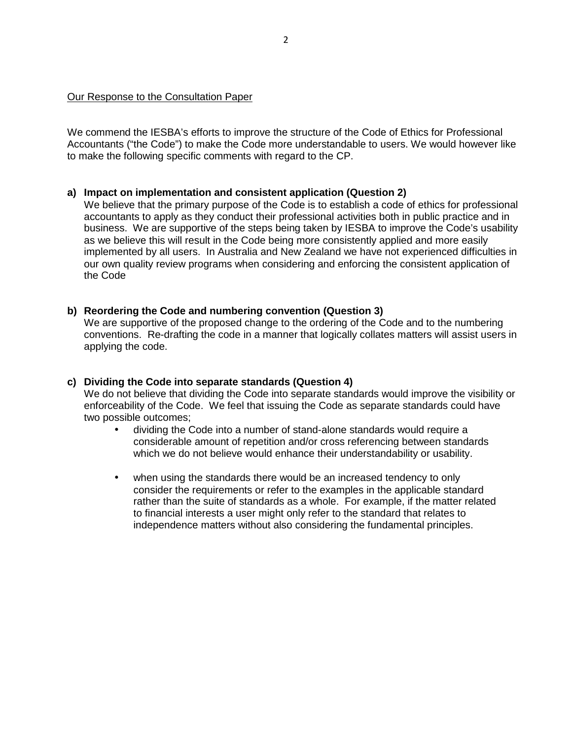Our Response to the Consultation Paper

We commend the IESBA's efforts to improve the structure of the Code of Ethics for Professional Accountants ("the Code") to make the Code more understandable to users. We would however like to make the following specific comments with regard to the CP.

**a) Impact on implementation and consistent application (Question 2)**

We believe that the primary purpose of the Code is to establish a code of ethics for professional accountants to apply as they conduct their professional activities both in public practice and in business. We are supportive of the steps being taken by IESBA to improve the Code's usability as we believe this will result in the Code being more consistently applied and more easily implemented by all users. In Australia and New Zealand we have not experienced difficulties in our own quality review programs when considering and enforcing the consistent application of the Code

**b) Reordering the Code and numbering convention (Question 3)**

We are supportive of the proposed change to the ordering of the Code and to the numbering conventions. Re-drafting the code in a manner that logically collates matters will assist users in applying the code.

**c) Dividing the Code into separate standards (Question 4)**

We do not believe that dividing the Code into separate standards would improve the visibility or enforceability of the Code. We feel that issuing the Code as separate standards could have two possible outcomes;

- dividing the Code into a number of stand-alone standards would require a considerable amount of repetition and/or cross referencing between standards which we do not believe would enhance their understandability or usability.
- when using the standards there would be an increased tendency to only consider the requirements or refer to the examples in the applicable standard rather than the suite of standards as a whole. For example, if the matter related to financial interests a user might only refer to the standard that relates to independence matters without also considering the fundamental principles.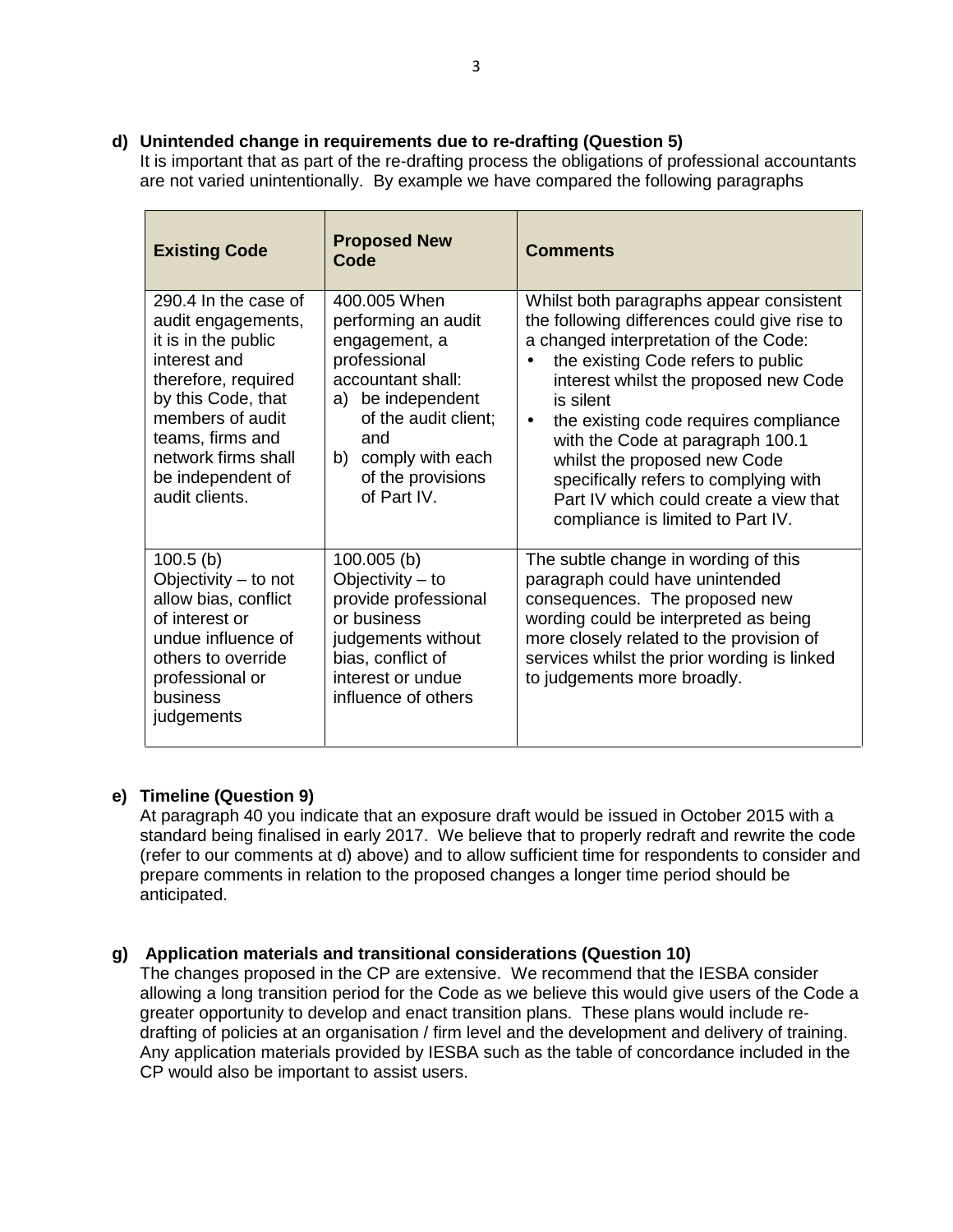**d) Unintended change in requirements due to re-drafting (Question 5)**

It is important that as part of the re-drafting process the obligations of professional accountants are not varied unintentionally. By example we have compared the following paragraphs

| Existing Code | Proposed New Code | Comments |
|---|---|---|
| 290.4 In the case of audit engagements, it is in the public interest and therefore, required by this Code, that members of audit teams, firms and network firms shall be independent of audit clients. | 400.005 When performing an audit engagement, a professional accountant shall: a) be independent of the audit client; and b) comply with each of the provisions of Part IV. | Whilst both paragraphs appear consistent the following differences could give rise to a changed interpretation of the Code: • the existing Code refers to public interest whilst the proposed new Code is silent • the existing code requires compliance with the Code at paragraph 100.1 whilst the proposed new Code specifically refers to complying with Part IV which could create a view that compliance is limited to Part IV. |
| 100.5 (b) Objectivity – to not allow bias, conflict of interest or undue influence of others to override professional or business judgements | 100.005 (b) Objectivity – to provide professional or business judgements without bias, conflict of interest or undue influence of others | The subtle change in wording of this paragraph could have unintended consequences. The proposed new wording could be interpreted as being more closely related to the provision of services whilst the prior wording is linked to judgements more broadly. |

**e) Timeline (Question 9)**

At paragraph 40 you indicate that an exposure draft would be issued in October 2015 with a standard being finalised in early 2017. We believe that to properly redraft and rewrite the code (refer to our comments at d) above) and to allow sufficient time for respondents to consider and prepare comments in relation to the proposed changes a longer time period should be anticipated.

**g) Application materials and transitional considerations (Question 10)**

The changes proposed in the CP are extensive. We recommend that the IESBA consider allowing a long transition period for the Code as we believe this would give users of the Code a greater opportunity to develop and enact transition plans. These plans would include re-drafting of policies at an organisation / firm level and the development and delivery of training. Any application materials provided by IESBA such as the table of concordance included in the CP would also be important to assist users.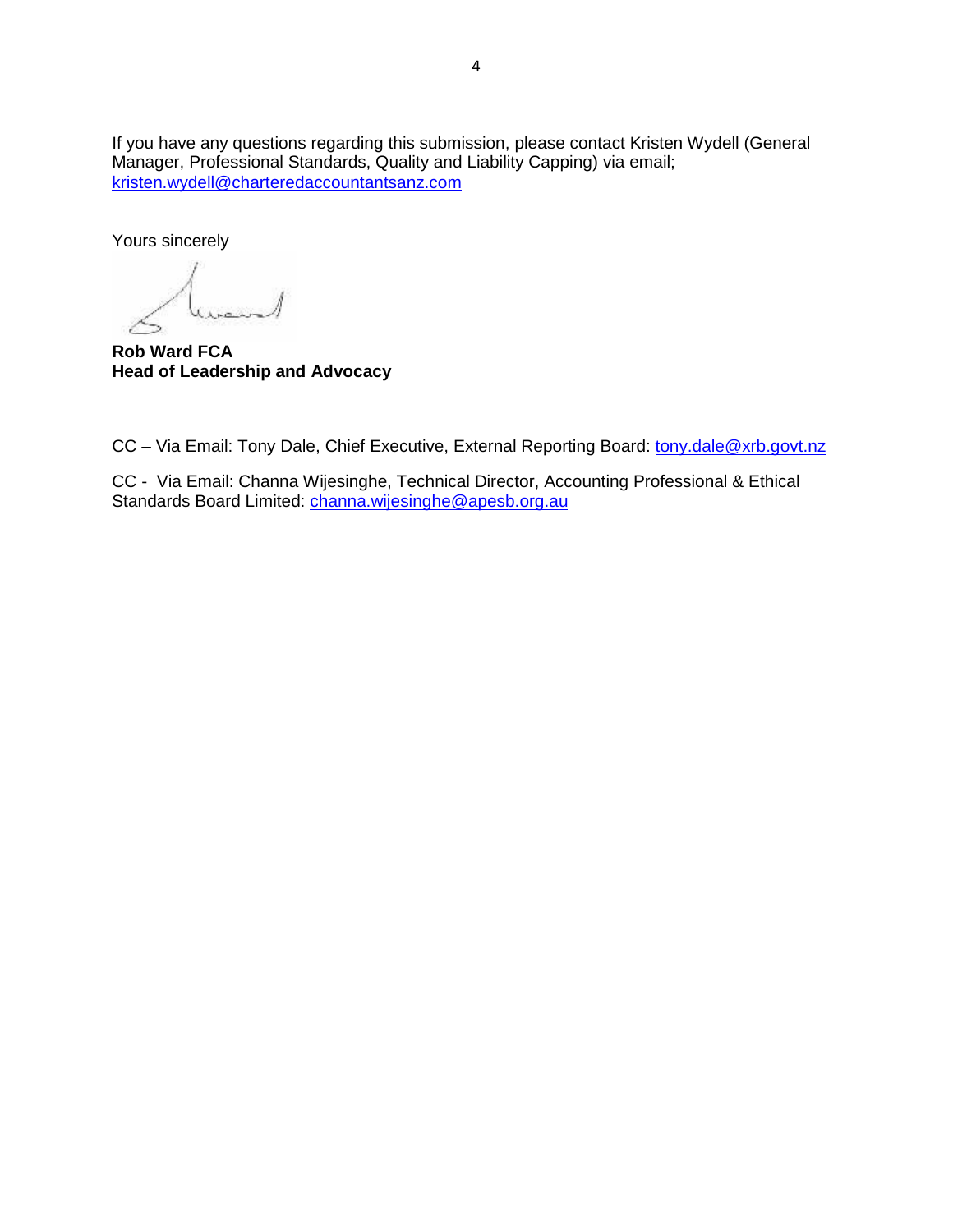If you have any questions regarding this submission, please contact Kristen Wydell (General Manager, Professional Standards, Quality and Liability Capping) via email; kristen.wydell@charteredaccountantsanz.com

Yours sincerely

**Rob Ward FCA**
**Head of Leadership and Advocacy**

CC – Via Email: Tony Dale, Chief Executive, External Reporting Board: tony.dale@xrb.govt.nz

CC - Via Email: Channa Wijesinghe, Technical Director, Accounting Professional & Ethical Standards Board Limited: channa.wijesinghe@apesb.org.au